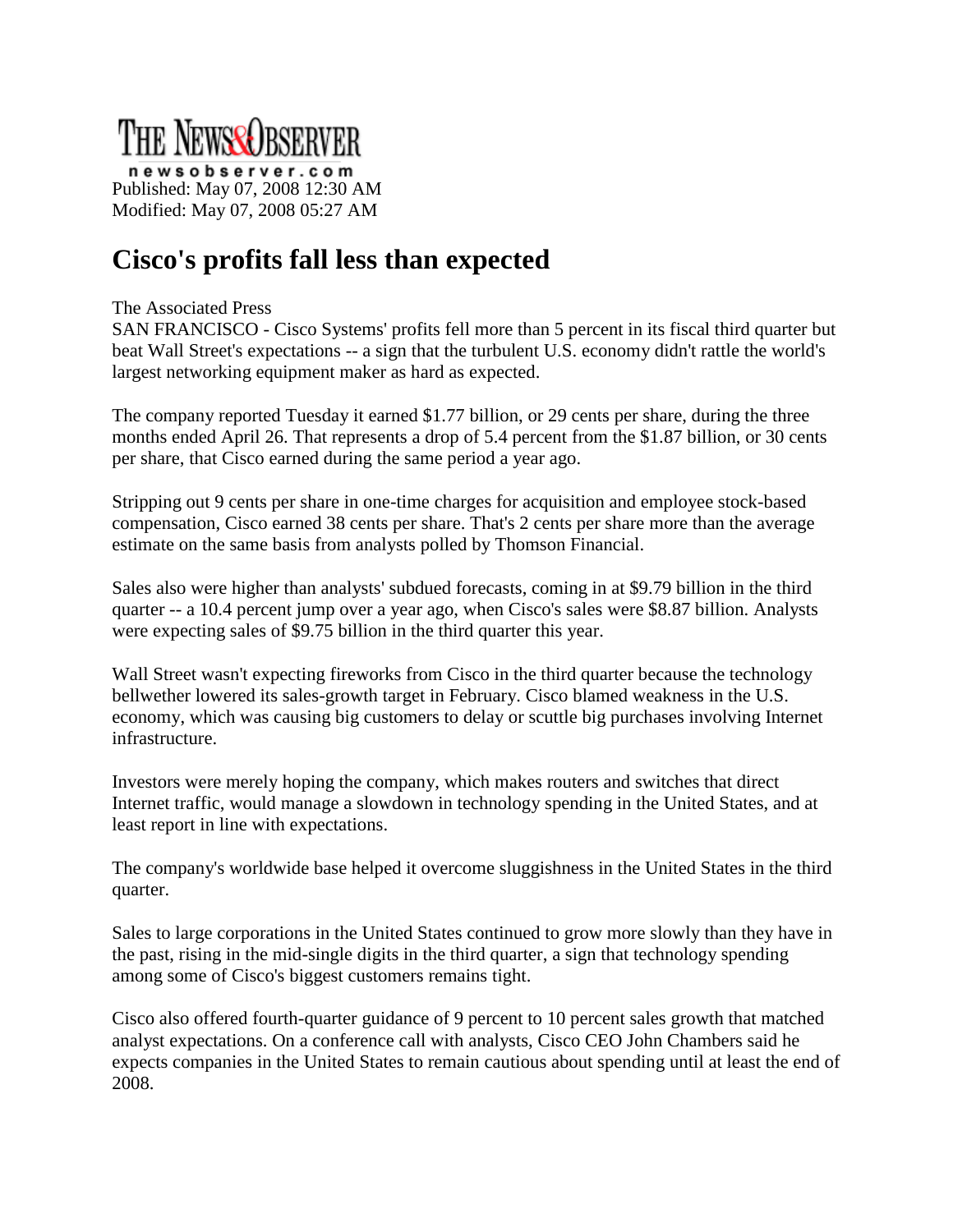THE NEWS&OBSERVER
newsobserver.com
Published: May 07, 2008 12:30 AM
Modified: May 07, 2008 05:27 AM

# Cisco's profits fall less than expected

The Associated Press

SAN FRANCISCO - Cisco Systems' profits fell more than 5 percent in its fiscal third quarter but beat Wall Street's expectations -- a sign that the turbulent U.S. economy didn't rattle the world's largest networking equipment maker as hard as expected.

The company reported Tuesday it earned $1.77 billion, or 29 cents per share, during the three months ended April 26. That represents a drop of 5.4 percent from the $1.87 billion, or 30 cents per share, that Cisco earned during the same period a year ago.

Stripping out 9 cents per share in one-time charges for acquisition and employee stock-based compensation, Cisco earned 38 cents per share. That's 2 cents per share more than the average estimate on the same basis from analysts polled by Thomson Financial.

Sales also were higher than analysts' subdued forecasts, coming in at $9.79 billion in the third quarter -- a 10.4 percent jump over a year ago, when Cisco's sales were $8.87 billion. Analysts were expecting sales of $9.75 billion in the third quarter this year.

Wall Street wasn't expecting fireworks from Cisco in the third quarter because the technology bellwether lowered its sales-growth target in February. Cisco blamed weakness in the U.S. economy, which was causing big customers to delay or scuttle big purchases involving Internet infrastructure.

Investors were merely hoping the company, which makes routers and switches that direct Internet traffic, would manage a slowdown in technology spending in the United States, and at least report in line with expectations.

The company's worldwide base helped it overcome sluggishness in the United States in the third quarter.

Sales to large corporations in the United States continued to grow more slowly than they have in the past, rising in the mid-single digits in the third quarter, a sign that technology spending among some of Cisco's biggest customers remains tight.

Cisco also offered fourth-quarter guidance of 9 percent to 10 percent sales growth that matched analyst expectations. On a conference call with analysts, Cisco CEO John Chambers said he expects companies in the United States to remain cautious about spending until at least the end of 2008.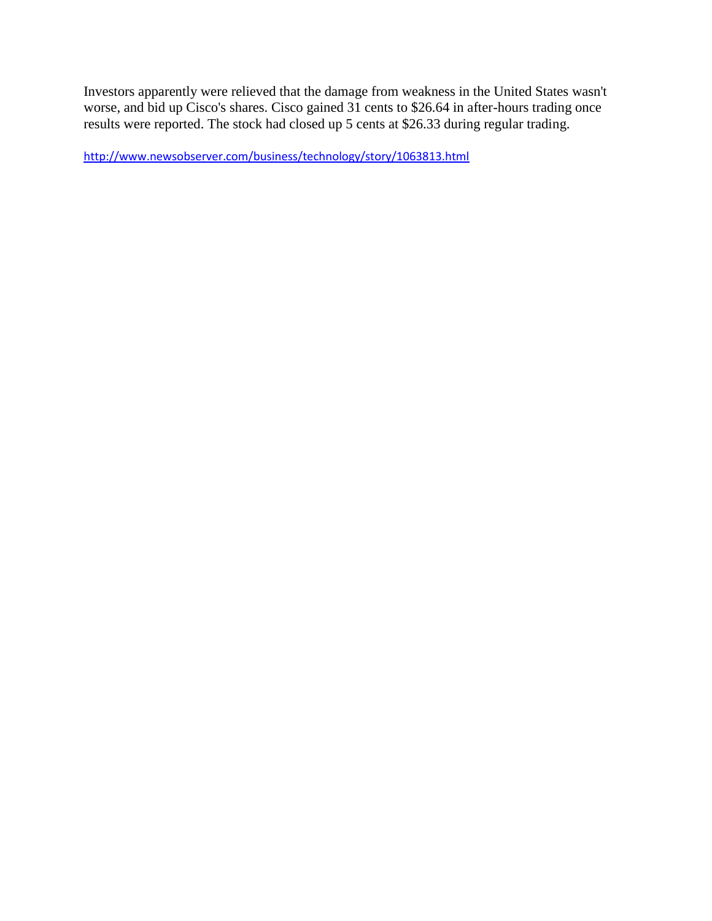Investors apparently were relieved that the damage from weakness in the United States wasn't worse, and bid up Cisco's shares. Cisco gained 31 cents to $26.64 in after-hours trading once results were reported. The stock had closed up 5 cents at $26.33 during regular trading.

http://www.newsobserver.com/business/technology/story/1063813.html